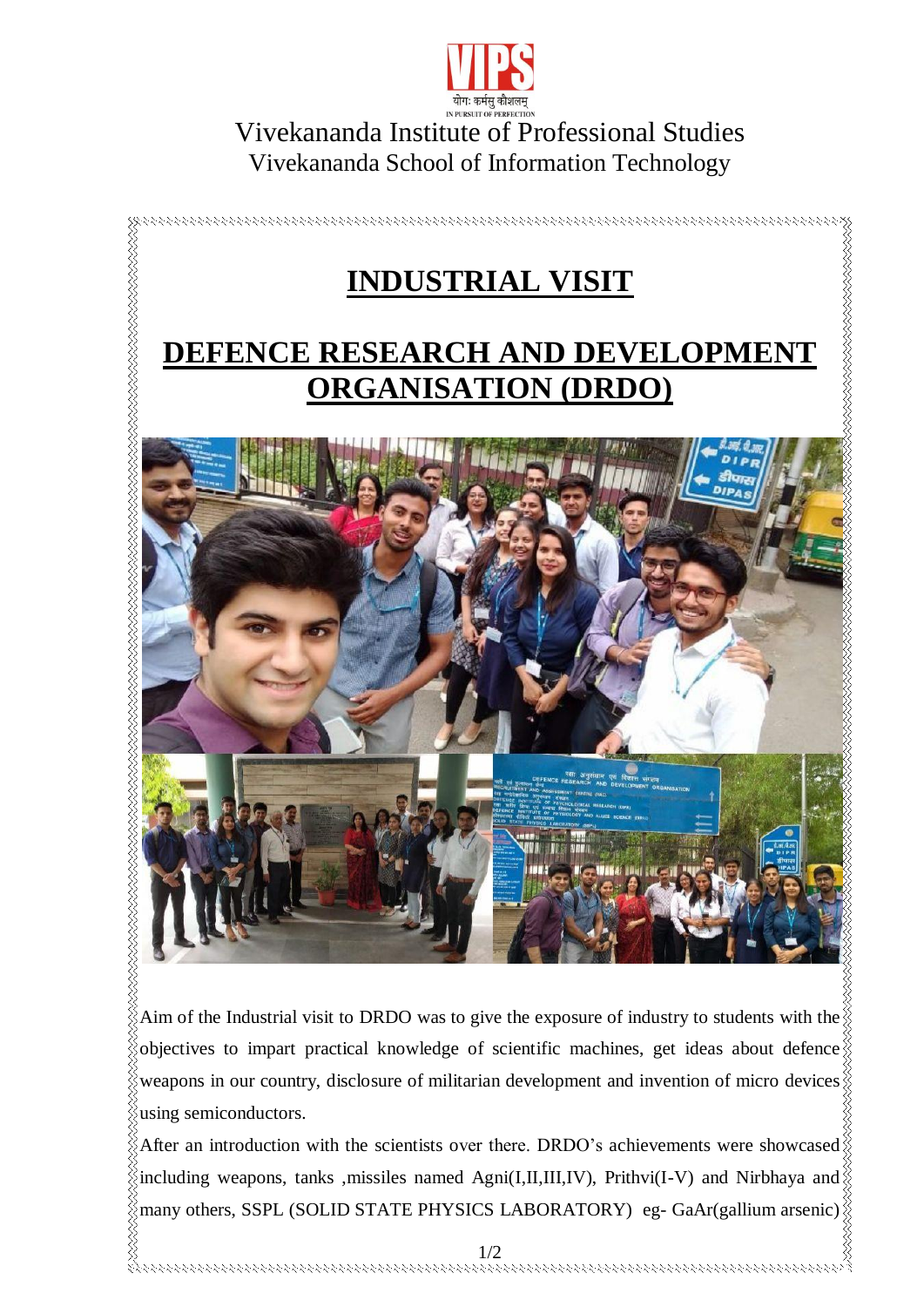Vivekananda Institute of Professional Studies

Vivekananda School of Information Technology

# INDUSTRIAL VISIT

# DEFENCE RESEARCH AND DEVELOPMENT ORGANISATION (DRDO)

Aim of the Industrial visit to DRDO was to give the exposure of industry to students with the objectives to impart practical knowledge of scientific machines, get ideas about defence weapons in our country, disclosure of militarian development and invention of micro devices using semiconductors.

After an introduction with the scientists over there. DRDO's achievements were showcased including weapons, tanks ,missiles named Agni(I,II,III,IV), Prithvi(I-V) and Nirbhaya and many others, SSPL (SOLID STATE PHYSICS LABORATORY) eg- GaAr(gallium arsenic)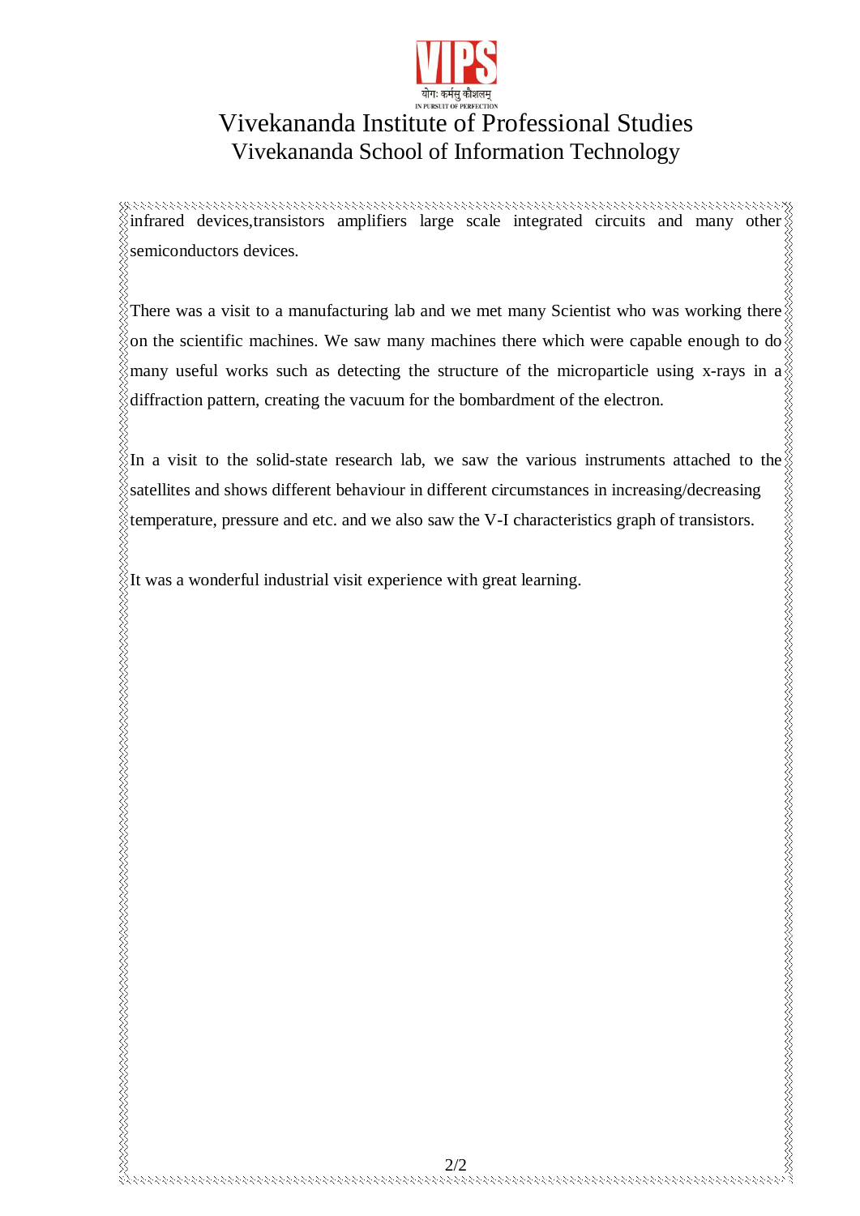infrared devices,transistors amplifiers large scale integrated circuits and many other semiconductors devices.

There was a visit to a manufacturing lab and we met many Scientist who was working there on the scientific machines. We saw many machines there which were capable enough to do many useful works such as detecting the structure of the microparticle using x-rays in a diffraction pattern, creating the vacuum for the bombardment of the electron.

In a visit to the solid-state research lab, we saw the various instruments attached to the satellites and shows different behaviour in different circumstances in increasing/decreasing temperature, pressure and etc. and we also saw the V-I characteristics graph of transistors.

It was a wonderful industrial visit experience with great learning.